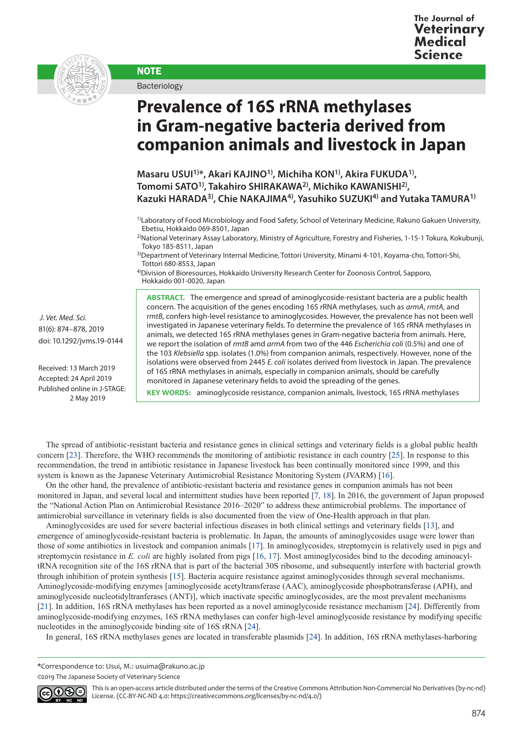NOTE

Bacteriology

# Prevalence of 16S rRNA methylases in Gram-negative bacteria derived from companion animals and livestock in Japan

**Masaru USUI[1)]*, Akari KAJINO[1)], Michiha KON[1)], Akira FUKUDA[1)], Tomomi SATO[1)], Takahiro SHIRAKAWA[2)], Michiko KAWANISHI[2)], Kazuki HARADA[3)], Chie NAKAJIMA[4)], Yasuhiko SUZUKI[4)] and Yutaka TAMURA[1)]**

[1)]Laboratory of Food Microbiology and Food Safety, School of Veterinary Medicine, Rakuno Gakuen University, Ebetsu, Hokkaido 069-8501, Japan

[2)]National Veterinary Assay Laboratory, Ministry of Agriculture, Forestry and Fisheries, 1-15-1 Tokura, Kokubunji, Tokyo 185-8511, Japan

[3)]Department of Veterinary Internal Medicine, Tottori University, Minami 4-101, Koyama-cho, Tottori-Shi, Tottori 680-8553, Japan

[4)]Division of Bioresources, Hokkaido University Research Center for Zoonosis Control, Sapporo, Hokkaido 001-0020, Japan

*J. Vet. Med. Sci.*
81(6): 874–878, 2019
doi: 10.1292/jvms.19-0144

Received: 13 March 2019
Accepted: 24 April 2019
Published online in J-STAGE: 2 May 2019

**ABSTRACT.** The emergence and spread of aminoglycoside-resistant bacteria are a public health concern. The acquisition of the genes encoding 16S rRNA methylases, such as *armA*, *rmtA*, and *rmtB*, confers high-level resistance to aminoglycosides. However, the prevalence has not been well investigated in Japanese veterinary fields. To determine the prevalence of 16S rRNA methylases in animals, we detected 16S rRNA methylases genes in Gram-negative bacteria from animals. Here, we report the isolation of *rmtB* amd *armA* from two of the 446 *Escherichia coli* (0.5%) and one of the 103 *Klebsiella* spp. isolates (1.0%) from companion animals, respectively. However, none of the isolations were observed from 2445 *E. coli* isolates derived from livestock in Japan. The prevalence of 16S rRNA methylases in animals, especially in companion animals, should be carefully monitored in Japanese veterinary fields to avoid the spreading of the genes.

**KEY WORDS:** aminoglycoside resistance, companion animals, livestock, 16S rRNA methylases

The spread of antibiotic-resistant bacteria and resistance genes in clinical settings and veterinary fields is a global public health concern [23]. Therefore, the WHO recommends the monitoring of antibiotic resistance in each country [25]. In response to this recommendation, the trend in antibiotic resistance in Japanese livestock has been continually monitored since 1999, and this system is known as the Japanese Veterinary Antimicrobial Resistance Monitoring System (JVARM) [16].

On the other hand, the prevalence of antibiotic-resistant bacteria and resistance genes in companion animals has not been monitored in Japan, and several local and intermittent studies have been reported [7, 18]. In 2016, the government of Japan proposed the "National Action Plan on Antimicrobial Resistance 2016–2020" to address these antimicrobial problems. The importance of antimicrobial surveillance in veterinary fields is also documented from the view of One-Health approach in that plan.

Aminoglycosides are used for severe bacterial infectious diseases in both clinical settings and veterinary fields [13], and emergence of aminoglycoside-resistant bacteria is problematic. In Japan, the amounts of aminoglycosides usage were lower than those of some antibiotics in livestock and companion animals [17]. In aminoglycosides, streptomycin is relatively used in pigs and streptomycin resistance in *E. coli* are highly isolated from pigs [16, 17]. Most aminoglycosides bind to the decoding aminoacyl-tRNA recognition site of the 16S rRNA that is part of the bacterial 30S ribosome, and subsequently interfere with bacterial growth through inhibition of protein synthesis [15]. Bacteria acquire resistance against aminoglycosides through several mechanisms. Aminoglycoside-modifying enzymes [aminoglycoside acetyltransferase (AAC), aminoglycoside phosphotransferase (APH), and aminoglycoside nucleotidyltranferases (ANT)], which inactivate specific aminoglycosides, are the most prevalent mechanisms [21]. In addition, 16S rRNA methylases has been reported as a novel aminoglycoside resistance mechanism [24]. Differently from aminoglycoside-modifying enzymes, 16S rRNA methylases can confer high-level aminoglycoside resistance by modifying specific nucleotides in the aminoglycoside binding site of 16S rRNA [24].

In general, 16S rRNA methylases genes are located in transferable plasmids [24]. In addition, 16S rRNA methylases-harboring

*Correspondence to: Usui, M.: usuima@rakuno.ac.jp

©2019 The Japanese Society of Veterinary Science

This is an open-access article distributed under the terms of the Creative Commons Attribution Non-Commercial No Derivatives (by-nc-nd) License. (CC-BY-NC-ND 4.0: https://creativecommons.org/licenses/by-nc-nd/4.0/)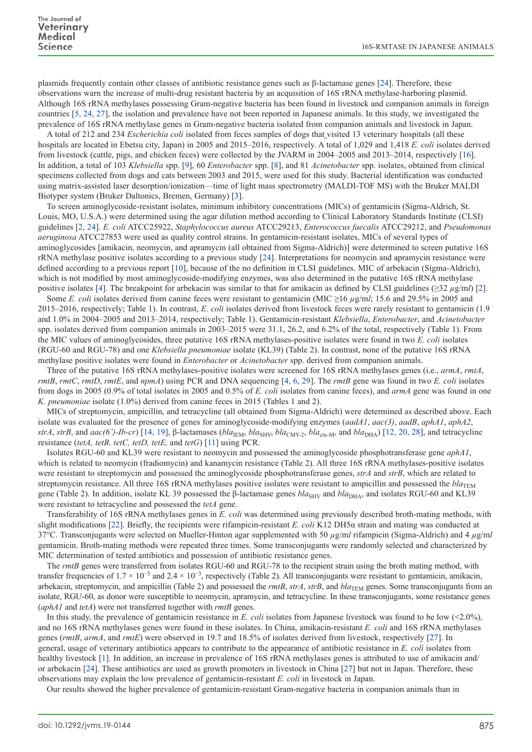plasmids frequently contain other classes of antibiotic resistance genes such as β-lactamase genes [24]. Therefore, these observations warn the increase of multi-drug resistant bacteria by an acquisition of 16S rRNA methylase-harboring plasmid. Although 16S rRNA methylases possessing Gram-negative bacteria has been found in livestock and companion animals in foreign countries [5, 24, 27], the isolation and prevalence have not been reported in Japanese animals. In this study, we investigated the prevalence of 16S rRNA methylase genes in Gram-negative bacteria isolated from companion animals and livestock in Japan.

A total of 212 and 234 *Escherichia coli* isolated from feces samples of dogs that visited 13 veterinary hospitals (all these hospitals are located in Ebetsu city, Japan) in 2005 and 2015–2016, respectively. A total of 1,029 and 1,418 *E. coli* isolates derived from livestock (cattle, pigs, and chicken feces) were collected by the JVARM in 2004–2005 and 2013–2014, respectively [16]. In addition, a total of 103 *Klebsiella* spp. [9], 60 *Enterobacter* spp. [8], and 81 *Acinetobacter* spp. isolates, obtained from clinical specimens collected from dogs and cats between 2003 and 2015, were used for this study. Bacterial identification was conducted using matrix-assisted laser desorption/ionization—time of light mass spectrometry (MALDI-TOF MS) with the Bruker MALDI Biotyper system (Bruker Daltonics, Bremen, Germany) [3].

To screen aminoglycoside-resistant isolates, minimum inhibitory concentrations (MICs) of gentamicin (Sigma-Aldrich, St. Louis, MO, U.S.A.) were determined using the agar dilution method according to Clinical Laboratory Standards Institute (CLSI) guidelines [2, 24]. *E. coli* ATCC25922, *Staphylococcus aureus* ATCC29213, *Enterococcus faecalis* ATCC29212, and *Pseudomonas aeruginosa* ATCC27853 were used as quality control strains. In gentamicin-resistant isolates, MICs of several types of aminoglycosides [amikacin, neomycin, and apramycin (all obtained from Sigma-Aldrich)] were determined to screen putative 16S rRNA methylase positive isolates according to a previous study [24]. Interpretations for neomycin and apramycin resistance were defined according to a previous report [10], because of the no definition in CLSI guidelines. MIC of arbekacin (Sigma-Aldrich), which is not modified by most aminoglycoside-modifying enzymes, was also determined in the putative 16S rRNA methylase positive isolates [4]. The breakpoint for arbekacin was similar to that for amikacin as defined by CLSI guidelines (≥32 $\mu$g/m*l*) [2].

Some *E. coli* isolates derived from canine feces were resistant to gentamicin (MIC ≥16 $\mu$g/m*l*; 15.6 and 29.5% in 2005 and 2015–2016, respectively; Table 1). In contrast, *E. coli* isolates derived from livestock feces were rarely resistant to gentamicin (1.9 and 1.0% in 2004–2005 and 2013–2014, respectively; Table 1). Gentamicin-resistant *Klebsiella*, *Enterobacter*, and *Acinetobacter* spp. isolates derived from companion animals in 2003–2015 were 31.1, 26.2, and 6.2% of the total, respectively (Table 1). From the MIC values of aminoglycosides, three putative 16S rRNA methylases-positive isolates were found in two *E. coli* isolates (RGU-60 and RGU-78) and one *Klebsiella pneumoniae* isolate (KL39) (Table 2). In contrast, none of the putative 16S rRNA methylase positive isolates were found in *Enterobacter* or *Acinetobacter* spp. derived from companion animals.

Three of the putative 16S rRNA methylases-positive isolates were screened for 16S rRNA methylases genes (i.e., *armA*, *rmtA*, *rmtB*, *rmtC*, *rmtD*, *rmtE*, and *npmA*) using PCR and DNA sequencing [4, 6, 29]. The *rmtB* gene was found in two *E. coli* isolates from dogs in 2005 (0.9% of total isolates in 2005 and 0.5% of *E. coli* isolates from canine feces), and *armA* gene was found in one *K. pneumoniae* isolate (1.0%) derived from canine feces in 2015 (Tables 1 and 2).

MICs of streptomycin, ampicillin, and tetracycline (all obtained from Sigma-Aldrich) were determined as described above. Each isolate was evaluated for the presence of genes for aminoglycoside-modifying enzymes (*aadA1*, *aac(3)*, *aadB*, *aphA1*, *aphA2*, *strA*, *strB*, and *aac(6')-Ib-cr*) [14, 19], β-lactamases ($bla_{\text{IEM}}$, $bla_{\text{SHV}}$, $bla_{\text{CMY-2}}$, $bla_{\text{ctx-M}}$, and $bla_{\text{DHA}}$) [12, 20, 28], and tetracycline resistance (*tetA, tetB, tetC, tetD, tetE,* and *tetG*) [11] using PCR.

Isolates RGU-60 and KL39 were resistant to neomycin and possessed the aminoglycoside phosphotransferase gene *aphA1*, which is related to neomycin (fradiomycin) and kanamycin resistance (Table 2). All three 16S rRNA methylases-positive isolates were resistant to streptomycin and possessed the aminoglycoside phosphotransferase genes, *strA* and *strB*, which are related to streptomycin resistance. All three 16S rRNA methylases positive isolates were resistant to ampicillin and possessed the $bla_{\text{TEM}}$ gene (Table 2). In addition, isolate KL 39 possessed the β-lactamase genes $bla_{\text{SHV}}$ and $bla_{\text{DHA}}$, and isolates RGU-60 and KL39 were resistant to tetracycline and possessed the *tetA* gene.

Transferability of 16S rRNA methylases genes in *E. coli* was determined using previously described broth-mating methods, with slight modifications [22]. Briefly, the recipients were rifampicin-resistant *E. coli* K12 DH5α strain and mating was conducted at 37°C. Transconjugants were selected on Mueller-Hinton agar supplemented with 50 $\mu$g/m*l* rifampicin (Sigma-Aldrich) and 4 $\mu$g/m*l* gentamicin. Broth-mating methods were repeated three times. Some transconjugants were randomly selected and characterized by MIC determination of tested antibiotics and possession of antibiotic resistance genes.

The *rmtB* genes were transferred from isolates RGU-60 and RGU-78 to the recipient strain using the broth mating method, with transfer frequencies of $1.7 \times 10^{-5}$ and $2.4 \times 10^{-3}$, respectively (Table 2). All transconjugants were resistant to gentamicin, amikacin, arbekacin, streptomycin, and ampicillin (Table 2) and possessed the *rmtB*, *strA*, *strB*, and $bla_{\text{TEM}}$ genes. Some transconjugants from an isolate, RGU-60, as donor were susceptible to neomycin, apramycin, and tetracycline. In these transconjugants, some resistance genes (*aphA1* and *tetA*) were not transferred together with *rmtB* genes.

In this study, the prevalence of gentamicin resistance in *E. coli* isolates from Japanese livestock was found to be low (<2.0%), and no 16S rRNA methylases genes were found in these isolates. In China, amikacin-resistant *E. coli* and 16S rRNA methylases genes (*rmtB*, *armA*, and *rmtE*) were observed in 19.7 and 18.5% of isolates derived from livestock, respectively [27]. In general, usage of veterinary antibiotics appears to contribute to the appearance of antibiotic resistance in *E. coli* isolates from healthy livestock [1]. In addition, an increase in prevalence of 16S rRNA methylases genes is attributed to use of amikacin and/or arbekacin [24]. These antibiotics are used as growth promoters in livestock in China [27] but not in Japan. Therefore, these observations may explain the low prevalence of gentamicin-resistant *E. coli* in livestock in Japan.

Our results showed the higher prevalence of gentamicin-resistant Gram-negative bacteria in companion animals than in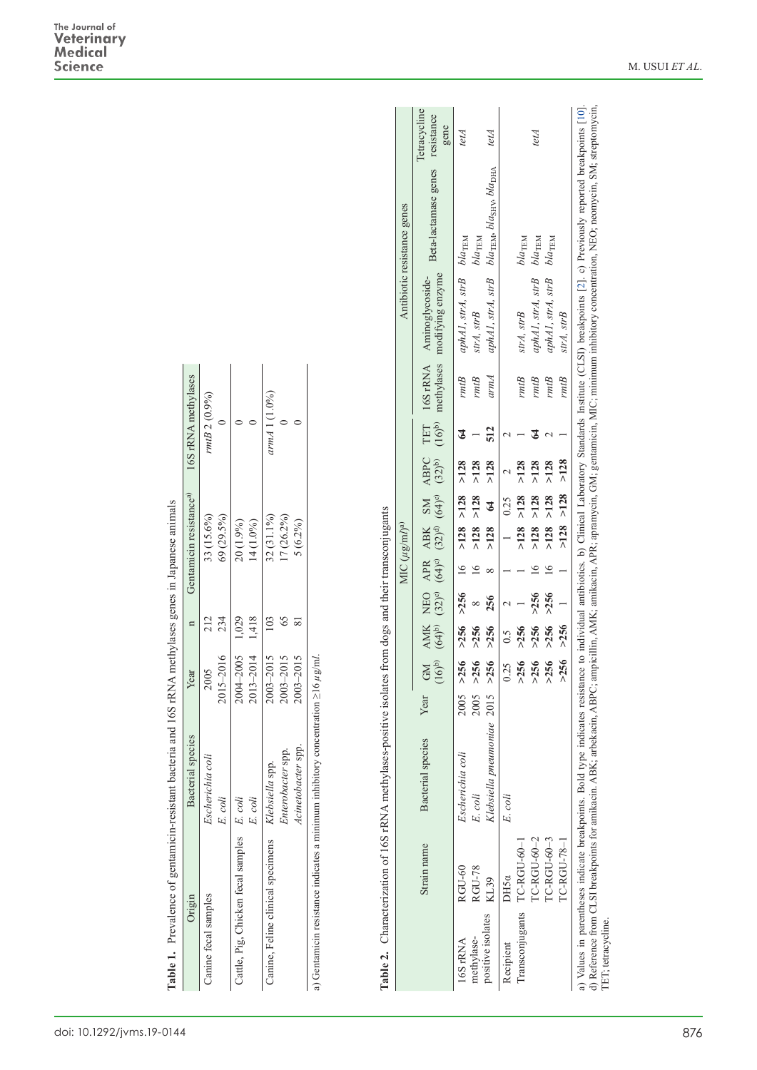**Table 1.** Prevalence of gentamicin-resistant bacteria and 16S rRNA methylases genes in Japanese animals

| Origin | Bacterial species | Year | n | Gentamicin resistance[a)] | 16S rRNA methylases |
|---|---|---|---|---|---|
| Canine fecal samples | *Escherichia coli* | 2005 | 212 | 33 (15.6%) | *rmtB* 2 (0.9%) |
| | *E. coli* | 2015–2016 | 234 | 69 (29.5%) | 0 |
| Cattle, Pig, Chicken fecal samples | *E. coli* | 2004–2005 | 1,029 | 20 (1.9%) | 0 |
| | *E. coli* | 2013–2014 | 1,418 | 14 (1.0%) | 0 |
| Canine, Feline clinical specimens | *Klebsiella* spp. | 2003–2015 | 103 | 32 (31.1%) | *armA* 1 (1.0%) |
| | *Enterobacter* spp. | 2003–2015 | 65 | 17 (26.2%) | 0 |
| | *Acinetobacter* spp. | 2003–2015 | 81 | 5 (6.2%) | 0 |

a) Gentamicin resistance indicates a minimum inhibitory concentration ≥16 $\mu$g/ml.

**Table 2.** Characterization of 16S rRNA methylases-positive isolates from dogs and their transconjugants

| | Strain name | Bacterial species | Year | MIC ($\mu$g/ml)[a)] | | | | | | | | Antibiotic resistance genes | | | |
|---|---|---|---|---|---|---|---|---|---|---|---|---|---|---|---|
| | | | | GM (16)[b)] | AMK (64)[b)] | NEO (32)[c)] | APR (64)[c)] | ABK (32)[d)] | SM (64)[c)] | ABPC (32)[b)] | TET (16)[b)] | 16S rRNA methylases | Aminoglycoside-modifying enzyme | Beta-lactamase genes | Tetracycline resistance gene |
| 16S rRNA methylase-positive isolates | RGU-60 | *Escherichia coli* | 2005 | **>256** | **>256** | **>256** | 16 | **>128** | **>128** | **>128** | **64** | *rmtB* | *aphA1*, *strA*, *strB* | $bla_{TEM}$ | *tetA* |
| | RGU-78 | *E. coli* | 2005 | **>256** | **>256** | 8 | 16 | **>128** | **>128** | **>128** | 1 | *rmtB* | *strA*, *strB* | $bla_{TEM}$ | |
| | KL39 | *Klebsiella pneumoniae* | 2015 | **>256** | **>256** | **256** | 8 | **>128** | **64** | **>128** | **512** | *armA* | *aphA1*, *strA*, *strB* | $bla_{TEM}$, $bla_{SHV}$, $bla_{DHA}$ | *tetA* |
| Recipient | DH5α | *E. coli* | | 0.25 | 0.5 | 2 | 1 | 1 | 0.25 | 2 | 2 | | | | |
| Transconjugants | TC-RGU-60-1 | | | **>256** | **>256** | 1 | 1 | **>128** | **>128** | **>128** | 1 | *rmtB* | *strA*, *strB* | $bla_{TEM}$ | |
| | TC-RGU-60-2 | | | **>256** | **>256** | **>256** | 16 | **>128** | **>128** | **>128** | **64** | *rmtB* | *aphA1*, *strA*, *strB* | $bla_{TEM}$ | *tetA* |
| | TC-RGU-60-3 | | | **>256** | **>256** | **>256** | 16 | **>128** | **>128** | **>128** | 2 | *rmtB* | *aphA1*, *strA*, *strB* | $bla_{TEM}$ | |
| | TC-RGU-78-1 | | | **>256** | **>256** | 1 | 1 | **>128** | **>128** | **>128** | 1 | *rmtB* | *strA*, *strB* | | |

a) Values in parentheses indicate breakpoints. Bold type indicates resistance to individual antibiotics. b) Clinical Laboratory Standards Institute (CLSI) breakpoints [2]. c) Previously reported breakpoints [10]. d) Reference from CLSI breakpoints for amikacin. ABK; arbekacin, ABPC; ampicillin, AMK; amikacin, APR; apramycin, GM; gentamicin, MIC; minimum inhibitory concentration, NEO; neomycin, SM; streptomycin, TET; tetracycline.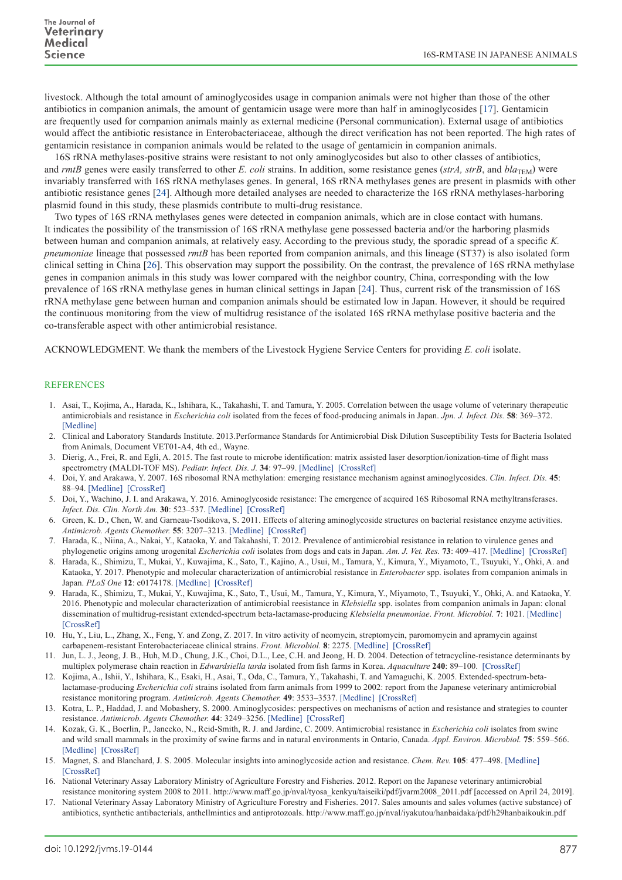livestock. Although the total amount of aminoglycosides usage in companion animals were not higher than those of the other antibiotics in companion animals, the amount of gentamicin usage were more than half in aminoglycosides [17]. Gentamicin are frequently used for companion animals mainly as external medicine (Personal communication). External usage of antibiotics would affect the antibiotic resistance in Enterobacteriaceae, although the direct verification has not been reported. The high rates of gentamicin resistance in companion animals would be related to the usage of gentamicin in companion animals.

16S rRNA methylases-positive strains were resistant to not only aminoglycosides but also to other classes of antibiotics, and *rmtB* genes were easily transferred to other *E. coli* strains. In addition, some resistance genes (*strA, strB*, and $bla_{TEM}$) were invariably transferred with 16S rRNA methylases genes. In general, 16S rRNA methylases genes are present in plasmids with other antibiotic resistance genes [24]. Although more detailed analyses are needed to characterize the 16S rRNA methylases-harboring plasmid found in this study, these plasmids contribute to multi-drug resistance.

Two types of 16S rRNA methylases genes were detected in companion animals, which are in close contact with humans. It indicates the possibility of the transmission of 16S rRNA methylase gene possessed bacteria and/or the harboring plasmids between human and companion animals, at relatively easy. According to the previous study, the sporadic spread of a specific *K. pneumoniae* lineage that possessed *rmtB* has been reported from companion animals, and this lineage (ST37) is also isolated form clinical setting in China [26]. This observation may support the possibility. On the contrast, the prevalence of 16S rRNA methylase genes in companion animals in this study was lower compared with the neighbor country, China, corresponding with the low prevalence of 16S rRNA methylase genes in human clinical settings in Japan [24]. Thus, current risk of the transmission of 16S rRNA methylase gene between human and companion animals should be estimated low in Japan. However, it should be required the continuous monitoring from the view of multidrug resistance of the isolated 16S rRNA methylase positive bacteria and the co-transferable aspect with other antimicrobial resistance.

ACKNOWLEDGMENT. We thank the members of the Livestock Hygiene Service Centers for providing *E. coli* isolate.

## REFERENCES

1. Asai, T., Kojima, A., Harada, K., Ishihara, K., Takahashi, T. and Tamura, Y. 2005. Correlation between the usage volume of veterinary therapeutic antimicrobials and resistance in *Escherichia coli* isolated from the feces of food-producing animals in Japan. *Jpn. J. Infect. Dis.* **58**: 369–372. [Medline]
2. Clinical and Laboratory Standards Institute. 2013.Performance Standards for Antimicrobial Disk Dilution Susceptibility Tests for Bacteria Isolated from Animals, Document VET01-A4, 4th ed., Wayne.
3. Dierig, A., Frei, R. and Egli, A. 2015. The fast route to microbe identification: matrix assisted laser desorption/ionization-time of flight mass spectrometry (MALDI-TOF MS). *Pediatr. Infect. Dis. J.* **34**: 97–99. [Medline] [CrossRef]
4. Doi, Y. and Arakawa, Y. 2007. 16S ribosomal RNA methylation: emerging resistance mechanism against aminoglycosides. *Clin. Infect. Dis.* **45**: 88–94. [Medline] [CrossRef]
5. Doi, Y., Wachino, J. I. and Arakawa, Y. 2016. Aminoglycoside resistance: The emergence of acquired 16S Ribosomal RNA methyltransferases. *Infect. Dis. Clin. North Am.* **30**: 523–537. [Medline] [CrossRef]
6. Green, K. D., Chen, W. and Garneau-Tsodikova, S. 2011. Effects of altering aminoglycoside structures on bacterial resistance enzyme activities. *Antimicrob. Agents Chemother.* **55**: 3207–3213. [Medline] [CrossRef]
7. Harada, K., Niina, A., Nakai, Y., Kataoka, Y. and Takahashi, T. 2012. Prevalence of antimicrobial resistance in relation to virulence genes and phylogenetic origins among urogenital *Escherichia coli* isolates from dogs and cats in Japan. *Am. J. Vet. Res.* **73**: 409–417. [Medline] [CrossRef]
8. Harada, K., Shimizu, T., Mukai, Y., Kuwajima, K., Sato, T., Kajino, A., Usui, M., Tamura, Y., Kimura, Y., Miyamoto, T., Tsuyuki, Y., Ohki, A. and Kataoka, Y. 2017. Phenotypic and molecular characterization of antimicrobial resistance in *Enterobacter* spp. isolates from companion animals in Japan. *PLoS One* **12**: e0174178. [Medline] [CrossRef]
9. Harada, K., Shimizu, T., Mukai, Y., Kuwajima, K., Sato, T., Usui, M., Tamura, Y., Kimura, Y., Miyamoto, T., Tsuyuki, Y., Ohki, A. and Kataoka, Y. 2016. Phenotypic and molecular characterization of antimicrobial reesistance in *Klebsiella* spp. isolates from companion animals in Japan: clonal dissemination of multidrug-resistant extended-spectrum beta-lactamase-producing *Klebsiella pneumoniae*. *Front. Microbiol.* **7**: 1021. [Medline] [CrossRef]
10. Hu, Y., Liu, L., Zhang, X., Feng, Y. and Zong, Z. 2017. In vitro activity of neomycin, streptomycin, paromomycin and apramycin against carbapenem-resistant Enterobacteriaceae clinical strains. *Front. Microbiol.* **8**: 2275. [Medline] [CrossRef]
11. Jun, L. J., Jeong, J. B., Huh, M.D., Chung, J.K., Choi, D.L., Lee, C.H. and Jeong, H. D. 2004. Detection of tetracycline-resistance determinants by multiplex polymerase chain reaction in *Edwardsiella tarda* isolated from fish farms in Korea. *Aquaculture* **240**: 89–100. [CrossRef]
12. Kojima, A., Ishii, Y., Ishihara, K., Esaki, H., Asai, T., Oda, C., Tamura, Y., Takahashi, T. and Yamaguchi, K. 2005. Extended-spectrum-beta-lactamase-producing *Escherichia coli* strains isolated from farm animals from 1999 to 2002: report from the Japanese veterinary antimicrobial resistance monitoring program. *Antimicrob. Agents Chemother.* **49**: 3533–3537. [Medline] [CrossRef]
13. Kotra, L. P., Haddad, J. and Mobashery, S. 2000. Aminoglycosides: perspectives on mechanisms of action and resistance and strategies to counter resistance. *Antimicrob. Agents Chemother.* **44**: 3249–3256. [Medline] [CrossRef]
14. Kozak, G. K., Boerlin, P., Janecko, N., Reid-Smith, R. J. and Jardine, C. 2009. Antimicrobial resistance in *Escherichia coli* isolates from swine and wild small mammals in the proximity of swine farms and in natural environments in Ontario, Canada. *Appl. Environ. Microbiol.* **75**: 559–566. [Medline] [CrossRef]
15. Magnet, S. and Blanchard, J. S. 2005. Molecular insights into aminoglycoside action and resistance. *Chem. Rev.* **105**: 477–498. [Medline] [CrossRef]
16. National Veterinary Assay Laboratory Ministry of Agriculture Forestry and Fisheries. 2012. Report on the Japanese veterinary antimicrobial resistance monitoring system 2008 to 2011. http://www.maff.go.jp/nval/tyosa_kenkyu/taiseiki/pdf/jvarm2008_2011.pdf [accessed on April 24, 2019].
17. National Veterinary Assay Laboratory Ministry of Agriculture Forestry and Fisheries. 2017. Sales amounts and sales volumes (active substance) of antibiotics, synthetic antibacterials, anthellmintics and antiprotozoals. http://www.maff.go.jp/nval/iyakutou/hanbaidaka/pdf/h29hanbaikoukin.pdf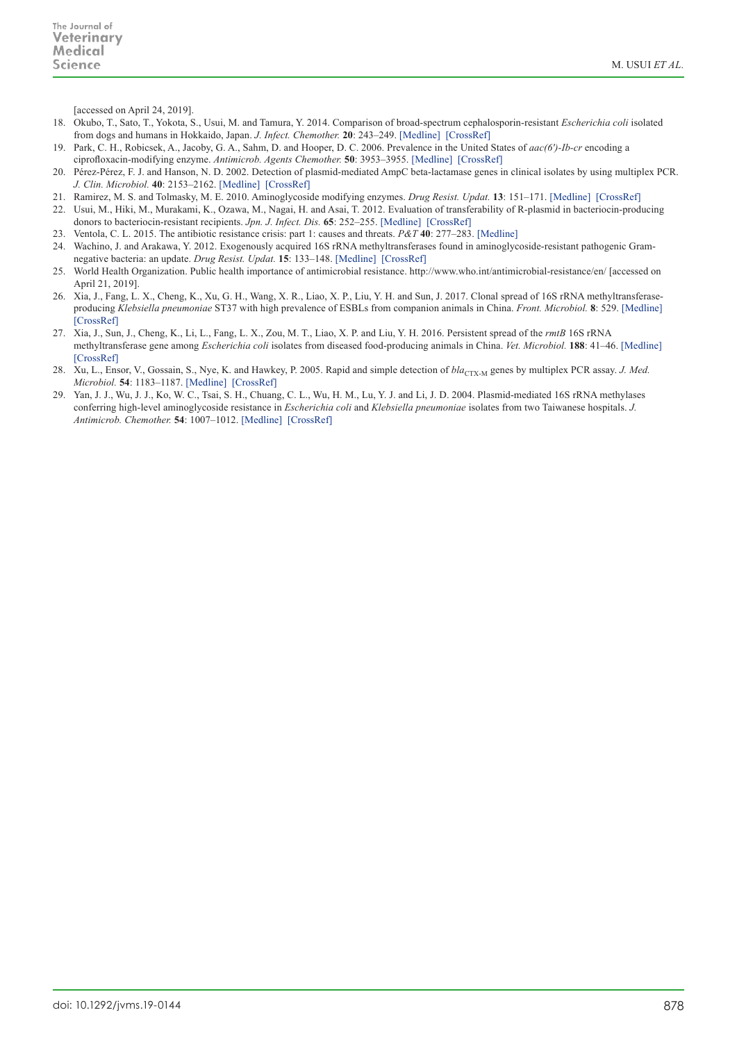[accessed on April 24, 2019].

18. Okubo, T., Sato, T., Yokota, S., Usui, M. and Tamura, Y. 2014. Comparison of broad-spectrum cephalosporin-resistant *Escherichia coli* isolated from dogs and humans in Hokkaido, Japan. *J. Infect. Chemother.* **20**: 243–249. [Medline] [CrossRef]
19. Park, C. H., Robicsek, A., Jacoby, G. A., Sahm, D. and Hooper, D. C. 2006. Prevalence in the United States of *aac(6')-Ib-cr* encoding a ciprofloxacin-modifying enzyme. *Antimicrob. Agents Chemother.* **50**: 3953–3955. [Medline] [CrossRef]
20. Pérez-Pérez, F. J. and Hanson, N. D. 2002. Detection of plasmid-mediated AmpC beta-lactamase genes in clinical isolates by using multiplex PCR. *J. Clin. Microbiol.* **40**: 2153–2162. [Medline] [CrossRef]
21. Ramirez, M. S. and Tolmasky, M. E. 2010. Aminoglycoside modifying enzymes. *Drug Resist. Updat.* **13**: 151–171. [Medline] [CrossRef]
22. Usui, M., Hiki, M., Murakami, K., Ozawa, M., Nagai, H. and Asai, T. 2012. Evaluation of transferability of R-plasmid in bacteriocin-producing donors to bacteriocin-resistant recipients. *Jpn. J. Infect. Dis.* **65**: 252–255. [Medline] [CrossRef]
23. Ventola, C. L. 2015. The antibiotic resistance crisis: part 1: causes and threats. *P&T* **40**: 277–283. [Medline]
24. Wachino, J. and Arakawa, Y. 2012. Exogenously acquired 16S rRNA methyltransferases found in aminoglycoside-resistant pathogenic Gram-negative bacteria: an update. *Drug Resist. Updat.* **15**: 133–148. [Medline] [CrossRef]
25. World Health Organization. Public health importance of antimicrobial resistance. http://www.who.int/antimicrobial-resistance/en/ [accessed on April 21, 2019].
26. Xia, J., Fang, L. X., Cheng, K., Xu, G. H., Wang, X. R., Liao, X. P., Liu, Y. H. and Sun, J. 2017. Clonal spread of 16S rRNA methyltransferase-producing *Klebsiella pneumoniae* ST37 with high prevalence of ESBLs from companion animals in China. *Front. Microbiol.* **8**: 529. [Medline] [CrossRef]
27. Xia, J., Sun, J., Cheng, K., Li, L., Fang, L. X., Zou, M. T., Liao, X. P. and Liu, Y. H. 2016. Persistent spread of the *rmtB* 16S rRNA methyltransferase gene among *Escherichia coli* isolates from diseased food-producing animals in China. *Vet. Microbiol.* **188**: 41–46. [Medline] [CrossRef]
28. Xu, L., Ensor, V., Gossain, S., Nye, K. and Hawkey, P. 2005. Rapid and simple detection of $bla_{\text{CTX-M}}$ genes by multiplex PCR assay. *J. Med. Microbiol.* **54**: 1183–1187. [Medline] [CrossRef]
29. Yan, J. J., Wu, J. J., Ko, W. C., Tsai, S. H., Chuang, C. L., Wu, H. M., Lu, Y. J. and Li, J. D. 2004. Plasmid-mediated 16S rRNA methylases conferring high-level aminoglycoside resistance in *Escherichia coli* and *Klebsiella pneumoniae* isolates from two Taiwanese hospitals. *J. Antimicrob. Chemother.* **54**: 1007–1012. [Medline] [CrossRef]